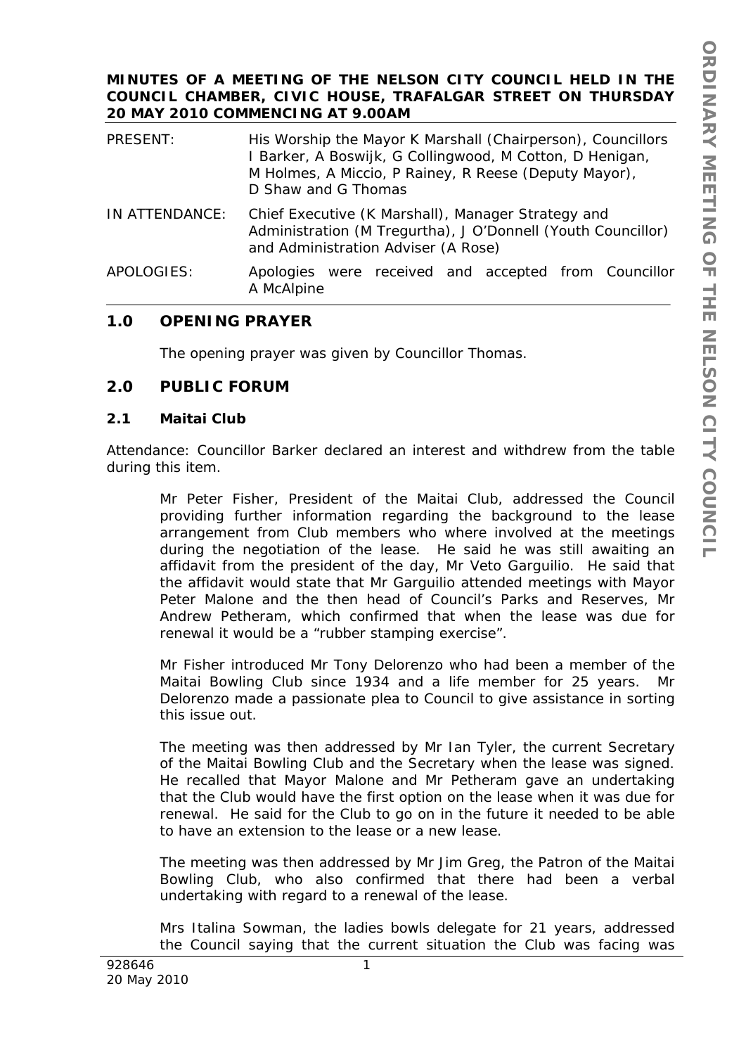**MINUTES OF A MEETING OF THE NELSON CITY COUNCIL HELD IN THE COUNCIL CHAMBER, CIVIC HOUSE, TRAFALGAR STREET ON THURSDAY 20 MAY 2010 COMMENCING AT 9.00AM**

| | |
|---|---|
| PRESENT: | His Worship the Mayor K Marshall (Chairperson), Councillors I Barker, A Boswijk, G Collingwood, M Cotton, D Henigan, M Holmes, A Miccio, P Rainey, R Reese (Deputy Mayor), D Shaw and G Thomas |
| IN ATTENDANCE: | Chief Executive (K Marshall), Manager Strategy and Administration (M Tregurtha), J O'Donnell (Youth Councillor) and Administration Adviser (A Rose) |
| APOLOGIES: | Apologies were received and accepted from Councillor A McAlpine |

## 1.0 OPENING PRAYER

The opening prayer was given by Councillor Thomas.

## 2.0 PUBLIC FORUM

### 2.1 Maitai Club

Attendance: Councillor Barker declared an interest and withdrew from the table during this item.

Mr Peter Fisher, President of the Maitai Club, addressed the Council providing further information regarding the background to the lease arrangement from Club members who where involved at the meetings during the negotiation of the lease. He said he was still awaiting an affidavit from the president of the day, Mr Veto Garguilio. He said that the affidavit would state that Mr Garguilio attended meetings with Mayor Peter Malone and the then head of Council's Parks and Reserves, Mr Andrew Petheram, which confirmed that when the lease was due for renewal it would be a "rubber stamping exercise".

Mr Fisher introduced Mr Tony Delorenzo who had been a member of the Maitai Bowling Club since 1934 and a life member for 25 years. Mr Delorenzo made a passionate plea to Council to give assistance in sorting this issue out.

The meeting was then addressed by Mr Ian Tyler, the current Secretary of the Maitai Bowling Club and the Secretary when the lease was signed. He recalled that Mayor Malone and Mr Petheram gave an undertaking that the Club would have the first option on the lease when it was due for renewal. He said for the Club to go on in the future it needed to be able to have an extension to the lease or a new lease.

The meeting was then addressed by Mr Jim Greg, the Patron of the Maitai Bowling Club, who also confirmed that there had been a verbal undertaking with regard to a renewal of the lease.

Mrs Italina Sowman, the ladies bowls delegate for 21 years, addressed the Council saying that the current situation the Club was facing was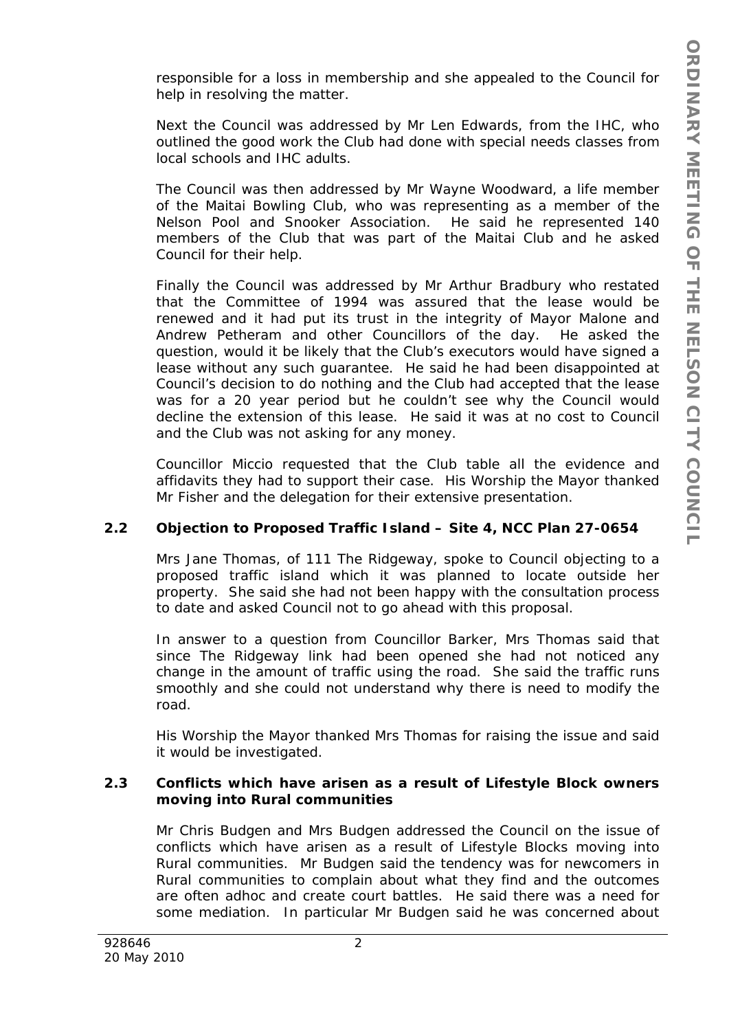responsible for a loss in membership and she appealed to the Council for help in resolving the matter.

Next the Council was addressed by Mr Len Edwards, from the IHC, who outlined the good work the Club had done with special needs classes from local schools and IHC adults.

The Council was then addressed by Mr Wayne Woodward, a life member of the Maitai Bowling Club, who was representing as a member of the Nelson Pool and Snooker Association. He said he represented 140 members of the Club that was part of the Maitai Club and he asked Council for their help.

Finally the Council was addressed by Mr Arthur Bradbury who restated that the Committee of 1994 was assured that the lease would be renewed and it had put its trust in the integrity of Mayor Malone and Andrew Petheram and other Councillors of the day. He asked the question, would it be likely that the Club's executors would have signed a lease without any such guarantee. He said he had been disappointed at Council's decision to do nothing and the Club had accepted that the lease was for a 20 year period but he couldn't see why the Council would decline the extension of this lease. He said it was at no cost to Council and the Club was not asking for any money.

Councillor Miccio requested that the Club table all the evidence and affidavits they had to support their case. His Worship the Mayor thanked Mr Fisher and the delegation for their extensive presentation.

### 2.2 Objection to Proposed Traffic Island – Site 4, NCC Plan 27-0654

Mrs Jane Thomas, of 111 The Ridgeway, spoke to Council objecting to a proposed traffic island which it was planned to locate outside her property. She said she had not been happy with the consultation process to date and asked Council not to go ahead with this proposal.

In answer to a question from Councillor Barker, Mrs Thomas said that since The Ridgeway link had been opened she had not noticed any change in the amount of traffic using the road. She said the traffic runs smoothly and she could not understand why there is need to modify the road.

His Worship the Mayor thanked Mrs Thomas for raising the issue and said it would be investigated.

### 2.3 Conflicts which have arisen as a result of Lifestyle Block owners moving into Rural communities

Mr Chris Budgen and Mrs Budgen addressed the Council on the issue of conflicts which have arisen as a result of Lifestyle Blocks moving into Rural communities. Mr Budgen said the tendency was for newcomers in Rural communities to complain about what they find and the outcomes are often adhoc and create court battles. He said there was a need for some mediation. In particular Mr Budgen said he was concerned about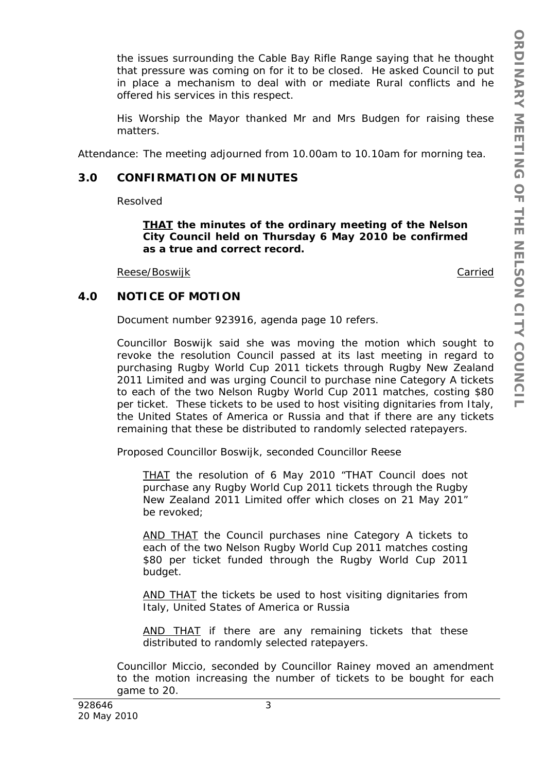the issues surrounding the Cable Bay Rifle Range saying that he thought that pressure was coming on for it to be closed. He asked Council to put in place a mechanism to deal with or mediate Rural conflicts and he offered his services in this respect.

His Worship the Mayor thanked Mr and Mrs Budgen for raising these matters.

Attendance: The meeting adjourned from 10.00am to 10.10am for morning tea.

## 3.0 CONFIRMATION OF MINUTES

Resolved

> **THAT the minutes of the ordinary meeting of the Nelson City Council held on Thursday 6 May 2010 be confirmed as a true and correct record.**

Reese/Boswijk Carried

## 4.0 NOTICE OF MOTION

Document number 923916, agenda page 10 refers.

Councillor Boswijk said she was moving the motion which sought to revoke the resolution Council passed at its last meeting in regard to purchasing Rugby World Cup 2011 tickets through Rugby New Zealand 2011 Limited and was urging Council to purchase nine Category A tickets to each of the two Nelson Rugby World Cup 2011 matches, costing $80 per ticket. These tickets to be used to host visiting dignitaries from Italy, the United States of America or Russia and that if there are any tickets remaining that these be distributed to randomly selected ratepayers.

Proposed Councillor Boswijk, seconded Councillor Reese

> THAT the resolution of 6 May 2010 "THAT Council does not purchase any Rugby World Cup 2011 tickets through the Rugby New Zealand 2011 Limited offer which closes on 21 May 201" be revoked;
>
> AND THAT the Council purchases nine Category A tickets to each of the two Nelson Rugby World Cup 2011 matches costing $80 per ticket funded through the Rugby World Cup 2011 budget.
>
> AND THAT the tickets be used to host visiting dignitaries from Italy, United States of America or Russia
>
> AND THAT if there are any remaining tickets that these distributed to randomly selected ratepayers.

Councillor Miccio, seconded by Councillor Rainey moved an amendment to the motion increasing the number of tickets to be bought for each game to 20.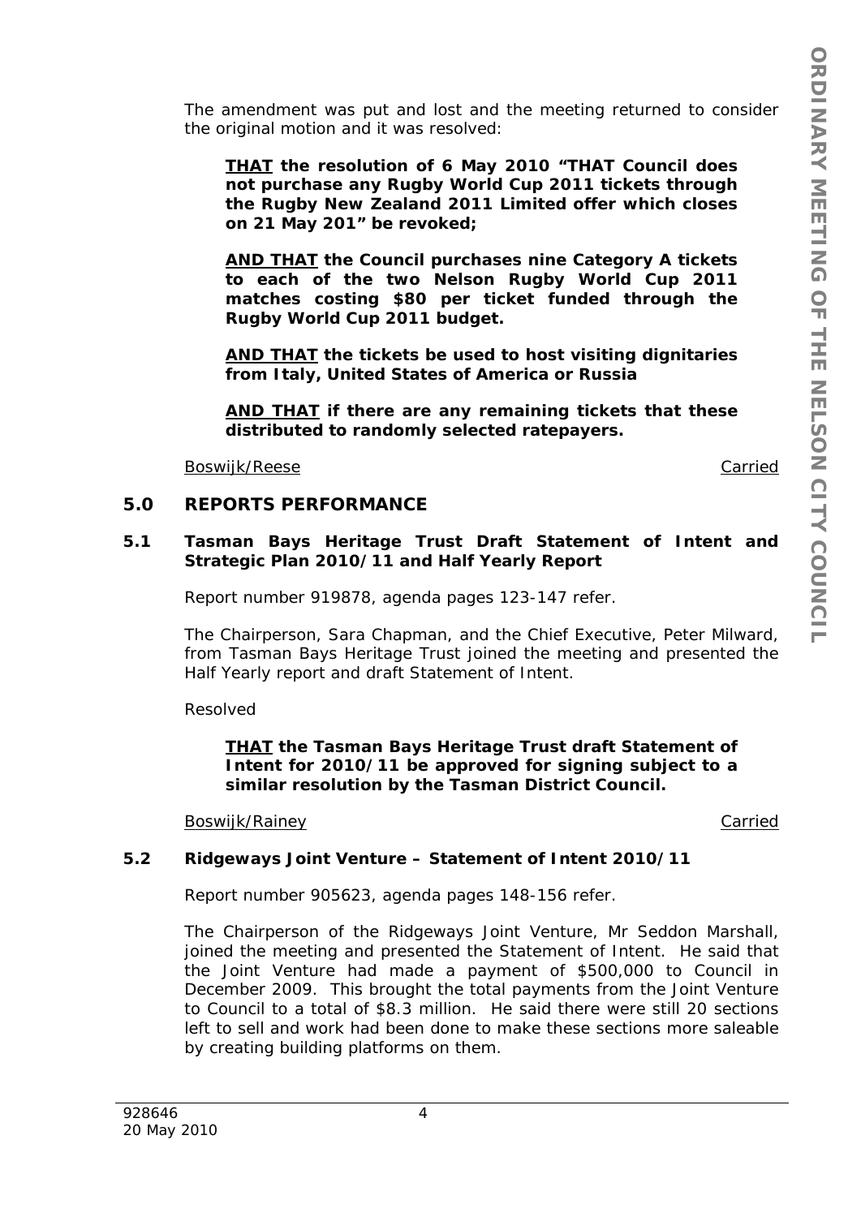The amendment was put and lost and the meeting returned to consider the original motion and it was resolved:

> **<u>THAT</u> the resolution of 6 May 2010 "THAT Council does not purchase any Rugby World Cup 2011 tickets through the Rugby New Zealand 2011 Limited offer which closes on 21 May 201" be revoked;**
>
> **<u>AND THAT</u> the Council purchases nine Category A tickets to each of the two Nelson Rugby World Cup 2011 matches costing $80 per ticket funded through the Rugby World Cup 2011 budget.**
>
> **<u>AND THAT</u> the tickets be used to host visiting dignitaries from Italy, United States of America or Russia**
>
> **<u>AND THAT</u> if there are any remaining tickets that these distributed to randomly selected ratepayers.**

<u>Boswijk/Reese</u> <u>Carried</u>

## 5.0 REPORTS PERFORMANCE

### 5.1 Tasman Bays Heritage Trust Draft Statement of Intent and Strategic Plan 2010/11 and Half Yearly Report

Report number 919878, agenda pages 123-147 refer.

The Chairperson, Sara Chapman, and the Chief Executive, Peter Milward, from Tasman Bays Heritage Trust joined the meeting and presented the Half Yearly report and draft Statement of Intent.

Resolved

> **<u>THAT</u> the Tasman Bays Heritage Trust draft Statement of Intent for 2010/11 be approved for signing subject to a similar resolution by the Tasman District Council.**

<u>Boswijk/Rainey</u> <u>Carried</u>

### 5.2 Ridgeways Joint Venture – Statement of Intent 2010/11

Report number 905623, agenda pages 148-156 refer.

The Chairperson of the Ridgeways Joint Venture, Mr Seddon Marshall, joined the meeting and presented the Statement of Intent. He said that the Joint Venture had made a payment of $500,000 to Council in December 2009. This brought the total payments from the Joint Venture to Council to a total of $8.3 million. He said there were still 20 sections left to sell and work had been done to make these sections more saleable by creating building platforms on them.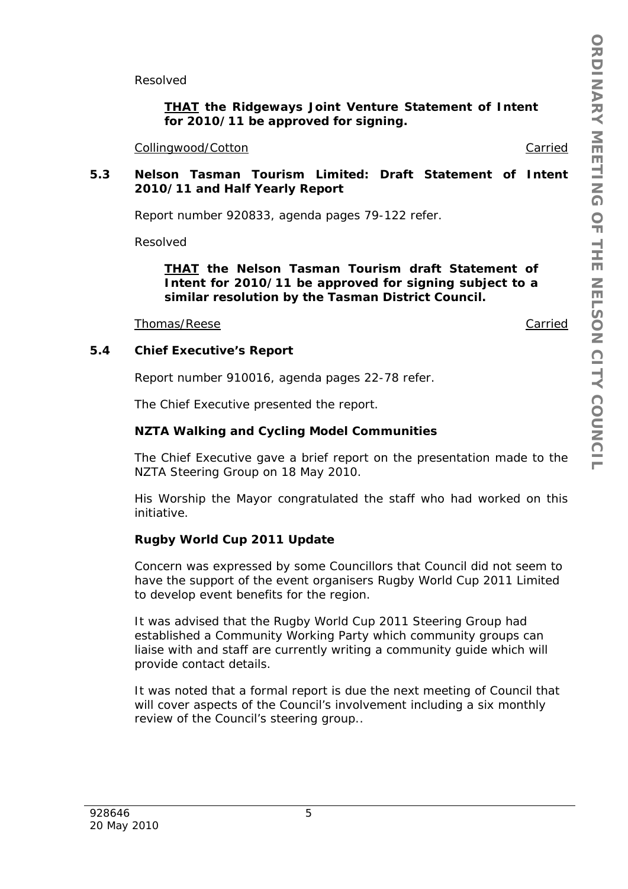Resolved

**<u>THAT</u> the Ridgeways Joint Venture Statement of Intent for 2010/11 be approved for signing.**

<u>Collingwood/Cotton</u> <u>Carried</u>

### 5.3 Nelson Tasman Tourism Limited: Draft Statement of Intent 2010/11 and Half Yearly Report

Report number 920833, agenda pages 79-122 refer.

Resolved

**<u>THAT</u> the Nelson Tasman Tourism draft Statement of Intent for 2010/11 be approved for signing subject to a similar resolution by the Tasman District Council.**

<u>Thomas/Reese</u> <u>Carried</u>

### 5.4 Chief Executive's Report

Report number 910016, agenda pages 22-78 refer.

The Chief Executive presented the report.

**NZTA Walking and Cycling Model Communities**

The Chief Executive gave a brief report on the presentation made to the NZTA Steering Group on 18 May 2010.

His Worship the Mayor congratulated the staff who had worked on this initiative.

**Rugby World Cup 2011 Update**

Concern was expressed by some Councillors that Council did not seem to have the support of the event organisers Rugby World Cup 2011 Limited to develop event benefits for the region.

It was advised that the Rugby World Cup 2011 Steering Group had established a Community Working Party which community groups can liaise with and staff are currently writing a community guide which will provide contact details.

It was noted that a formal report is due the next meeting of Council that will cover aspects of the Council's involvement including a six monthly review of the Council's steering group..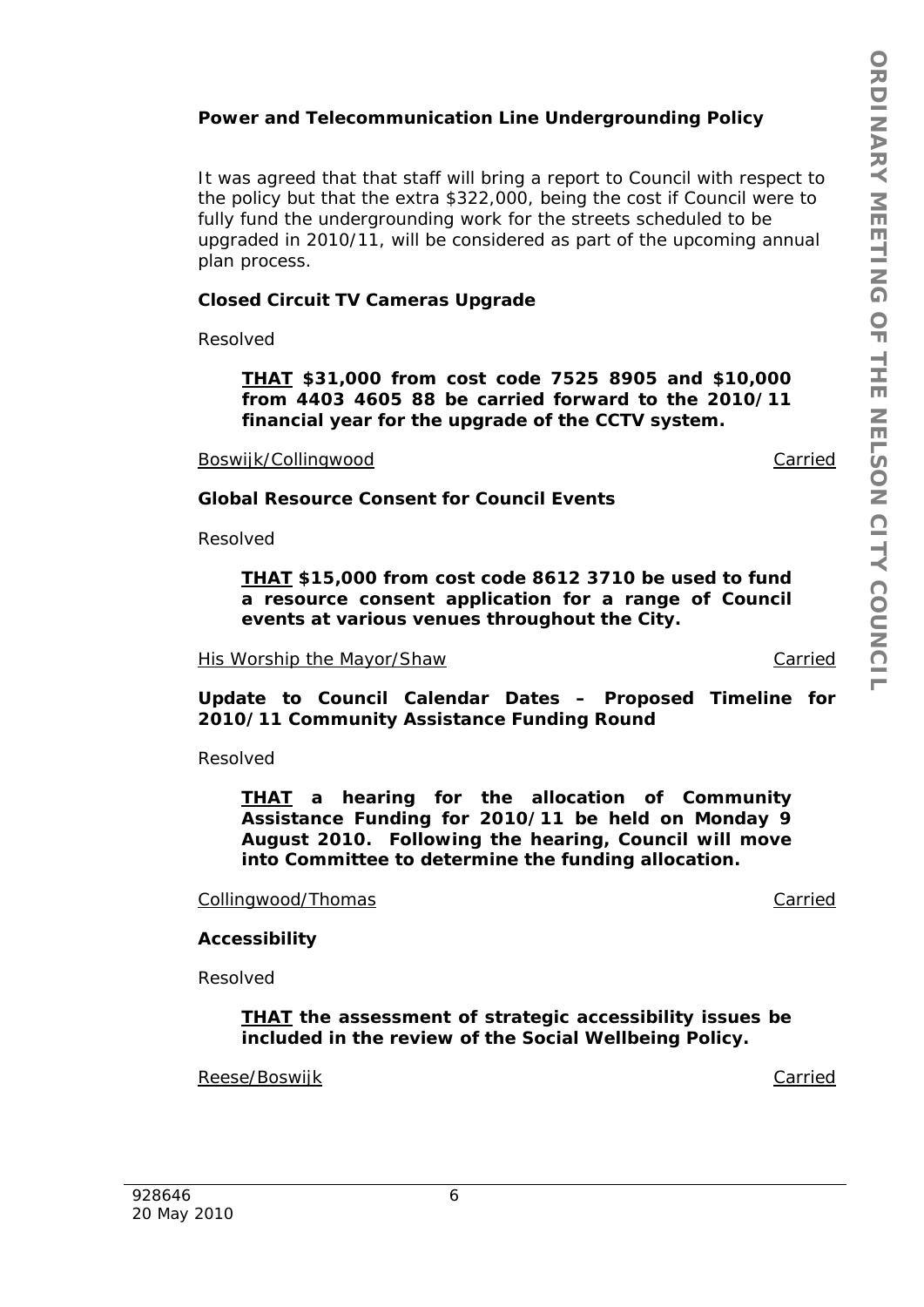**Power and Telecommunication Line Undergrounding Policy**

It was agreed that that staff will bring a report to Council with respect to the policy but that the extra $322,000, being the cost if Council were to fully fund the undergrounding work for the streets scheduled to be upgraded in 2010/11, will be considered as part of the upcoming annual plan process.

**Closed Circuit TV Cameras Upgrade**

Resolved

> **THAT $31,000 from cost code 7525 8905 and $10,000 from 4403 4605 88 be carried forward to the 2010/11 financial year for the upgrade of the CCTV system.**

Boswijk/Collingwood — Carried

**Global Resource Consent for Council Events**

Resolved

> **THAT $15,000 from cost code 8612 3710 be used to fund a resource consent application for a range of Council events at various venues throughout the City.**

His Worship the Mayor/Shaw — Carried

**Update to Council Calendar Dates – Proposed Timeline for 2010/11 Community Assistance Funding Round**

Resolved

> **THAT a hearing for the allocation of Community Assistance Funding for 2010/11 be held on Monday 9 August 2010. Following the hearing, Council will move into Committee to determine the funding allocation.**

Collingwood/Thomas — Carried

**Accessibility**

Resolved

> **THAT the assessment of strategic accessibility issues be included in the review of the Social Wellbeing Policy.**

Reese/Boswijk — Carried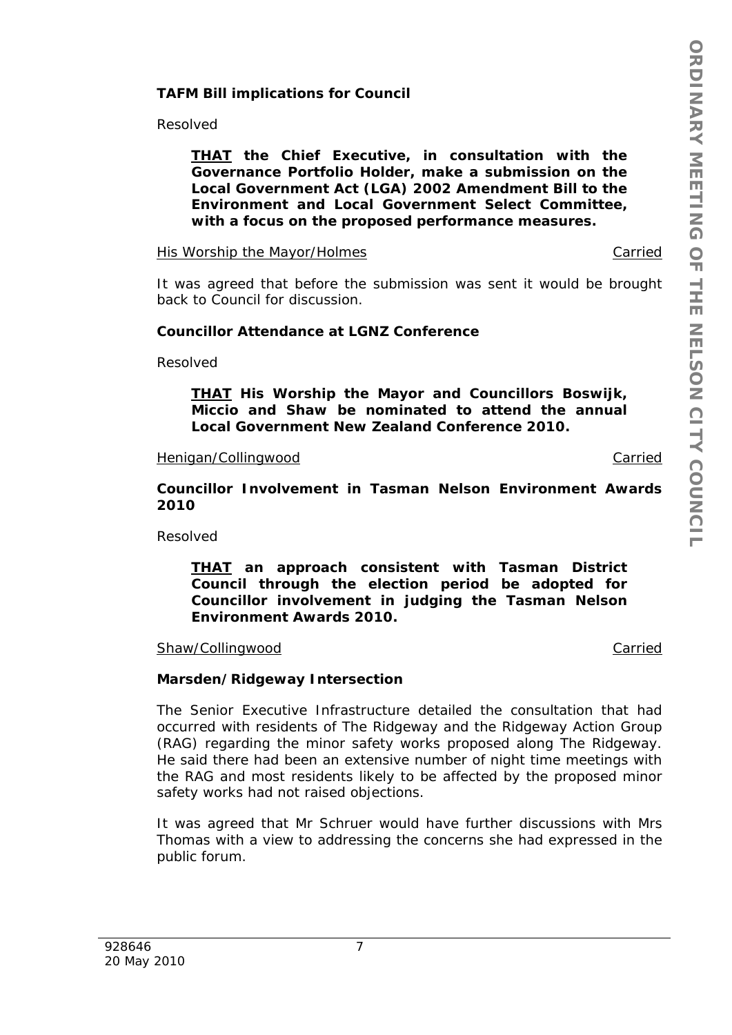**TAFM Bill implications for Council**

Resolved

> ***THAT*** **the Chief Executive, in consultation with the Governance Portfolio Holder, make a submission on the Local Government Act (LGA) 2002 Amendment Bill to the Environment and Local Government Select Committee, with a focus on the proposed performance measures.**

His Worship the Mayor/Holmes — Carried

It was agreed that before the submission was sent it would be brought back to Council for discussion.

**Councillor Attendance at LGNZ Conference**

Resolved

> ***THAT*** **His Worship the Mayor and Councillors Boswijk, Miccio and Shaw be nominated to attend the annual Local Government New Zealand Conference 2010.**

Henigan/Collingwood — Carried

**Councillor Involvement in Tasman Nelson Environment Awards 2010**

Resolved

> ***THAT*** **an approach consistent with Tasman District Council through the election period be adopted for Councillor involvement in judging the Tasman Nelson Environment Awards 2010.**

Shaw/Collingwood — Carried

**Marsden/Ridgeway Intersection**

The Senior Executive Infrastructure detailed the consultation that had occurred with residents of The Ridgeway and the Ridgeway Action Group (RAG) regarding the minor safety works proposed along The Ridgeway. He said there had been an extensive number of night time meetings with the RAG and most residents likely to be affected by the proposed minor safety works had not raised objections.

It was agreed that Mr Schruer would have further discussions with Mrs Thomas with a view to addressing the concerns she had expressed in the public forum.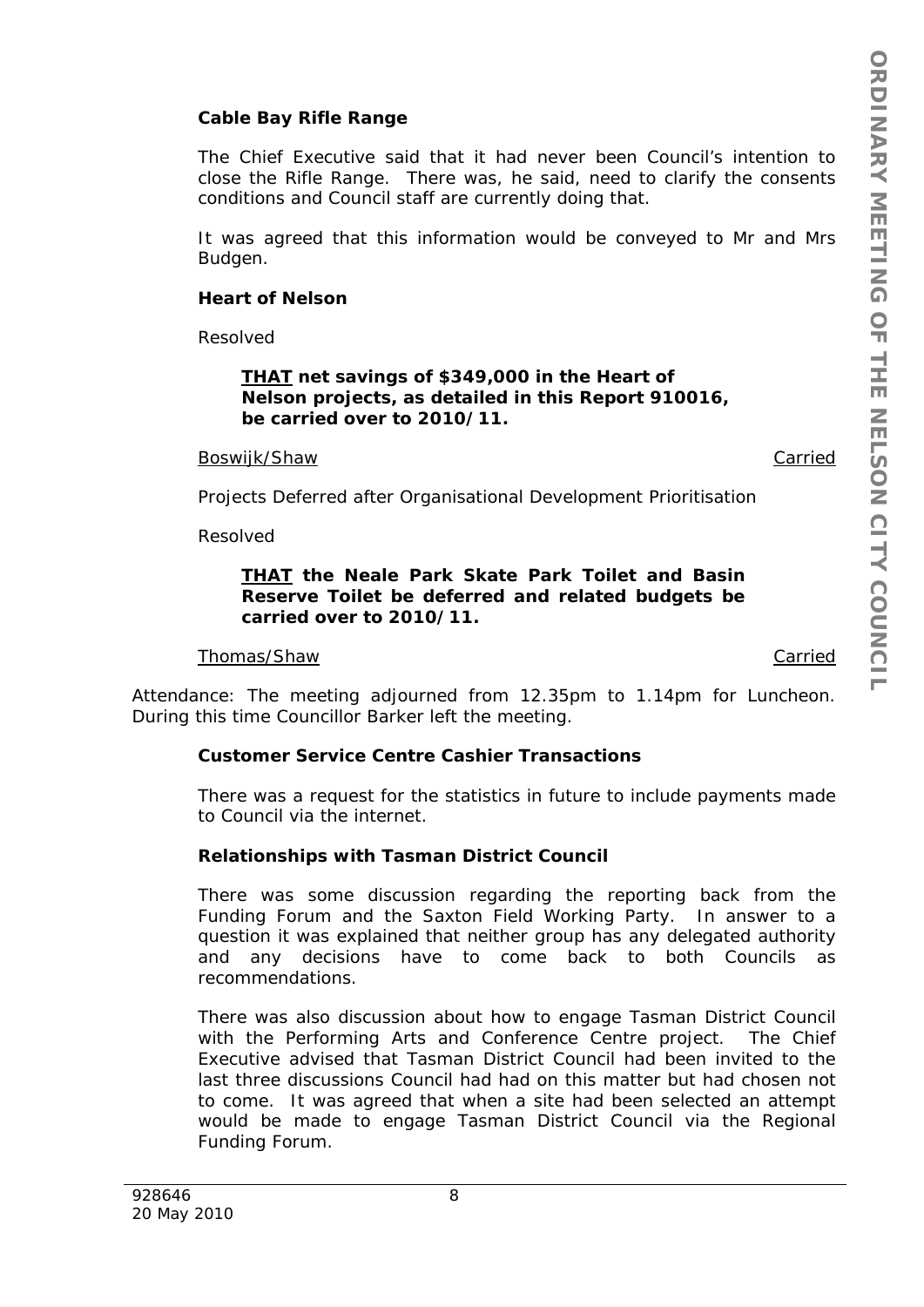**Cable Bay Rifle Range**

The Chief Executive said that it had never been Council's intention to close the Rifle Range. There was, he said, need to clarify the consents conditions and Council staff are currently doing that.

It was agreed that this information would be conveyed to Mr and Mrs Budgen.

**Heart of Nelson**

Resolved

> ***THAT** net savings of $349,000 in the Heart of Nelson projects, as detailed in this Report 910016, be carried over to 2010/11.*

Boswijk/Shaw — Carried

Projects Deferred after Organisational Development Prioritisation

Resolved

> ***THAT** the Neale Park Skate Park Toilet and Basin Reserve Toilet be deferred and related budgets be carried over to 2010/11.*

Thomas/Shaw — Carried

Attendance: The meeting adjourned from 12.35pm to 1.14pm for Luncheon. During this time Councillor Barker left the meeting.

**Customer Service Centre Cashier Transactions**

There was a request for the statistics in future to include payments made to Council via the internet.

**Relationships with Tasman District Council**

There was some discussion regarding the reporting back from the Funding Forum and the Saxton Field Working Party. In answer to a question it was explained that neither group has any delegated authority and any decisions have to come back to both Councils as recommendations.

There was also discussion about how to engage Tasman District Council with the Performing Arts and Conference Centre project. The Chief Executive advised that Tasman District Council had been invited to the last three discussions Council had had on this matter but had chosen not to come. It was agreed that when a site had been selected an attempt would be made to engage Tasman District Council via the Regional Funding Forum.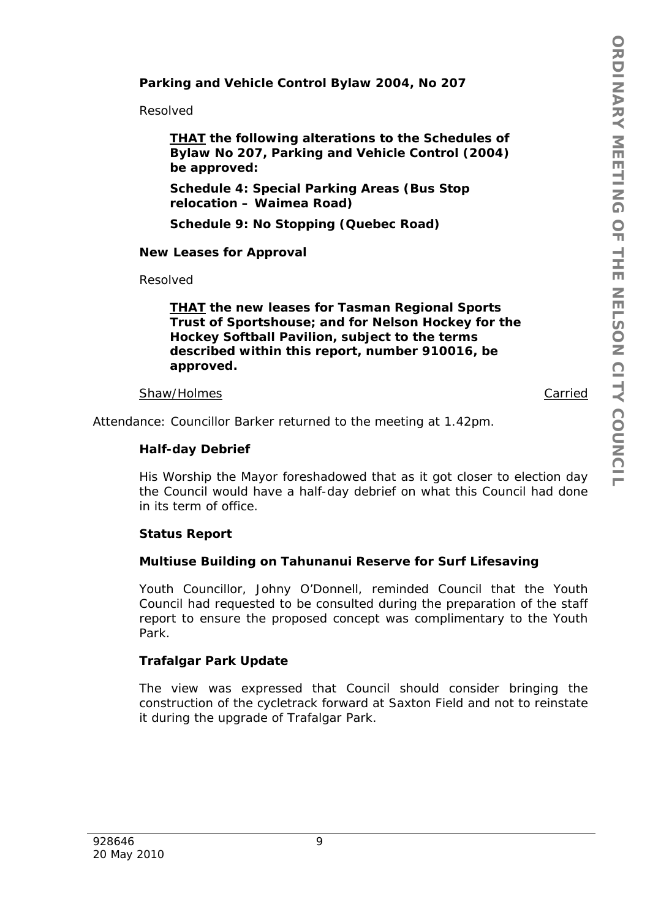**Parking and Vehicle Control Bylaw 2004, No 207**

Resolved

> **<u>THAT</u> the following alterations to the Schedules of Bylaw No 207, Parking and Vehicle Control (2004) be approved:**
>
> **Schedule 4: Special Parking Areas (Bus Stop relocation – Waimea Road)**
>
> **Schedule 9: No Stopping (Quebec Road)**

**New Leases for Approval**

Resolved

> **<u>THAT</u> the new leases for Tasman Regional Sports Trust of Sportshouse; and for Nelson Hockey for the Hockey Softball Pavilion, subject to the terms described within this report, number 910016, be approved.**

<u>Shaw/Holmes</u> <u>Carried</u>

Attendance: Councillor Barker returned to the meeting at 1.42pm.

**Half-day Debrief**

His Worship the Mayor foreshadowed that as it got closer to election day the Council would have a half-day debrief on what this Council had done in its term of office.

**Status Report**

**Multiuse Building on Tahunanui Reserve for Surf Lifesaving**

Youth Councillor, Johny O'Donnell, reminded Council that the Youth Council had requested to be consulted during the preparation of the staff report to ensure the proposed concept was complimentary to the Youth Park.

**Trafalgar Park Update**

The view was expressed that Council should consider bringing the construction of the cycletrack forward at Saxton Field and not to reinstate it during the upgrade of Trafalgar Park.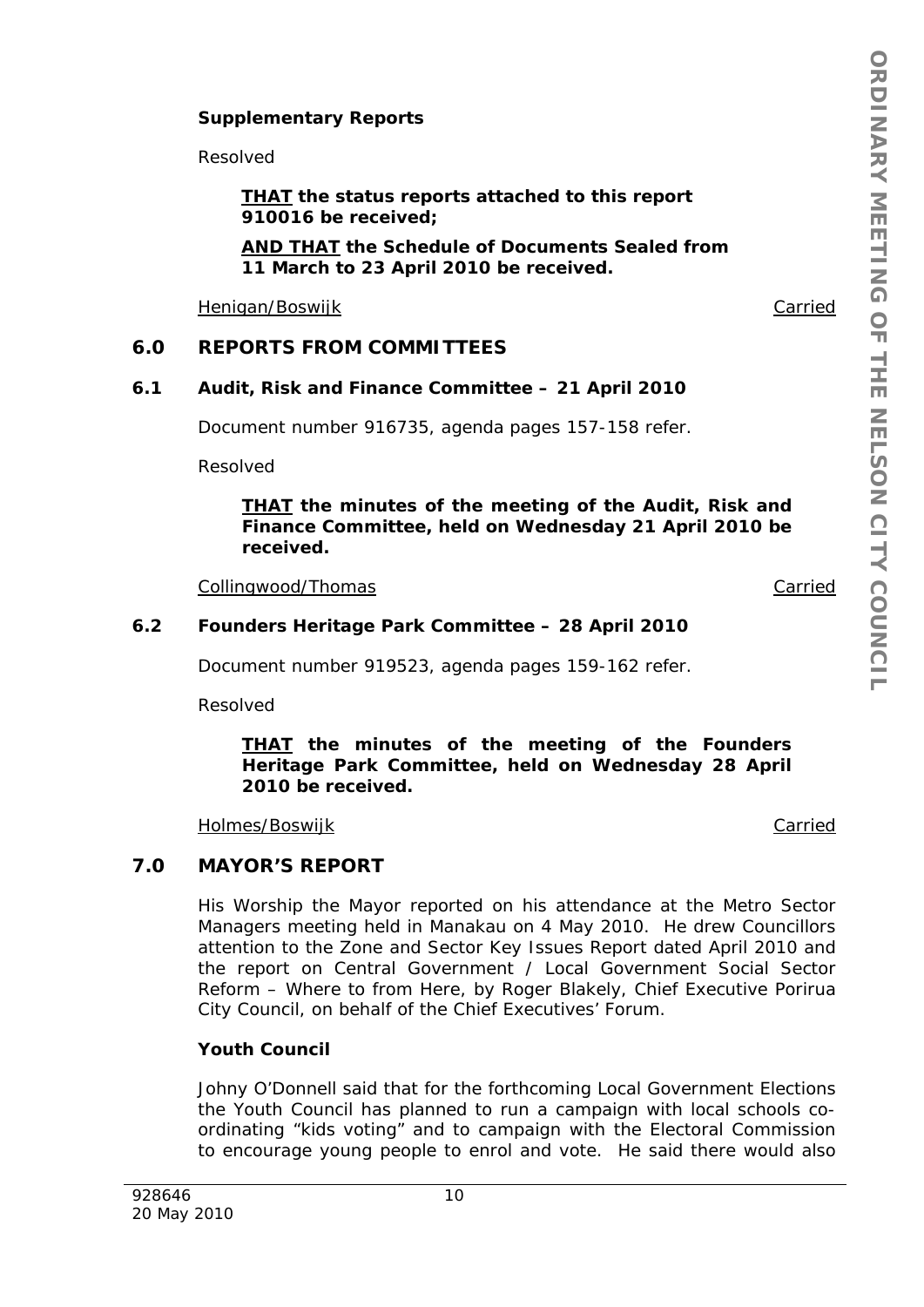**Supplementary Reports**

Resolved

> **THAT the status reports attached to this report 910016 be received;**
>
> **AND THAT the Schedule of Documents Sealed from 11 March to 23 April 2010 be received.**

Henigan/Boswijk — Carried

## 6.0 REPORTS FROM COMMITTEES

### 6.1 Audit, Risk and Finance Committee – 21 April 2010

Document number 916735, agenda pages 157-158 refer.

Resolved

> **THAT the minutes of the meeting of the Audit, Risk and Finance Committee, held on Wednesday 21 April 2010 be received.**

Collingwood/Thomas — Carried

### 6.2 Founders Heritage Park Committee – 28 April 2010

Document number 919523, agenda pages 159-162 refer.

Resolved

> **THAT the minutes of the meeting of the Founders Heritage Park Committee, held on Wednesday 28 April 2010 be received.**

Holmes/Boswijk — Carried

## 7.0 MAYOR'S REPORT

His Worship the Mayor reported on his attendance at the Metro Sector Managers meeting held in Manakau on 4 May 2010. He drew Councillors attention to the Zone and Sector Key Issues Report dated April 2010 and the report on Central Government / Local Government Social Sector Reform – Where to from Here, by Roger Blakely, Chief Executive Porirua City Council, on behalf of the Chief Executives' Forum.

**Youth Council**

Johny O'Donnell said that for the forthcoming Local Government Elections the Youth Council has planned to run a campaign with local schools co-ordinating "kids voting" and to campaign with the Electoral Commission to encourage young people to enrol and vote. He said there would also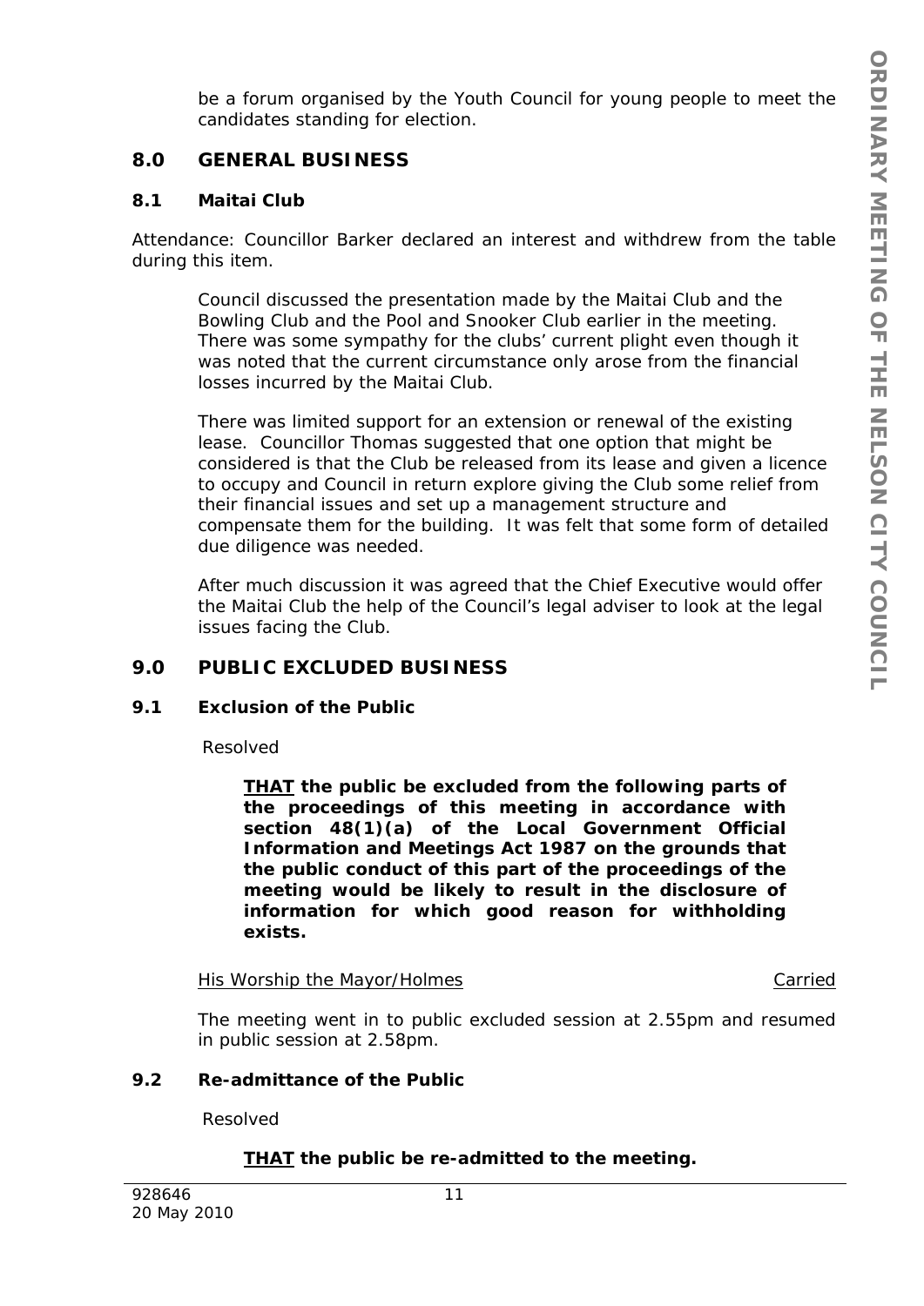be a forum organised by the Youth Council for young people to meet the candidates standing for election.

## 8.0 GENERAL BUSINESS

### 8.1 Maitai Club

Attendance: Councillor Barker declared an interest and withdrew from the table during this item.

Council discussed the presentation made by the Maitai Club and the Bowling Club and the Pool and Snooker Club earlier in the meeting. There was some sympathy for the clubs' current plight even though it was noted that the current circumstance only arose from the financial losses incurred by the Maitai Club.

There was limited support for an extension or renewal of the existing lease. Councillor Thomas suggested that one option that might be considered is that the Club be released from its lease and given a licence to occupy and Council in return explore giving the Club some relief from their financial issues and set up a management structure and compensate them for the building. It was felt that some form of detailed due diligence was needed.

After much discussion it was agreed that the Chief Executive would offer the Maitai Club the help of the Council's legal adviser to look at the legal issues facing the Club.

## 9.0 PUBLIC EXCLUDED BUSINESS

### 9.1 Exclusion of the Public

Resolved

**THAT the public be excluded from the following parts of the proceedings of this meeting in accordance with section 48(1)(a) of the Local Government Official Information and Meetings Act 1987 on the grounds that the public conduct of this part of the proceedings of the meeting would be likely to result in the disclosure of information for which good reason for withholding exists.**

His Worship the Mayor/Holmes Carried

The meeting went in to public excluded session at 2.55pm and resumed in public session at 2.58pm.

### 9.2 Re-admittance of the Public

Resolved

**THAT the public be re-admitted to the meeting.**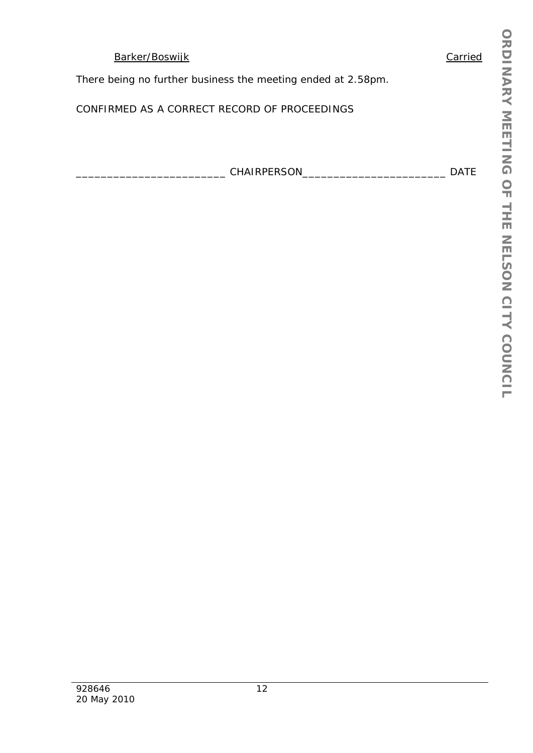<u>Barker/Boswijk</u> <u>Carried</u>

There being no further business the meeting ended at 2.58pm.

CONFIRMED AS A CORRECT RECORD OF PROCEEDINGS

________________________ CHAIRPERSON________________________ DATE